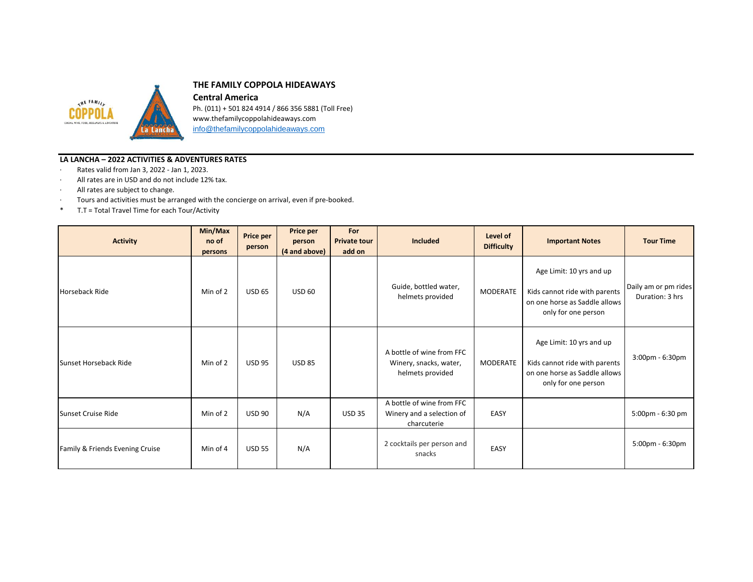# THE FAMILY COPPOLA HIDEAWAYS

## Central America

Ph. (011) + 501 824 4914 / 866 356 5881 (Toll Free)
www.thefamilycoppolahideaways.com
info@thefamilycoppolahideaways.com

**LA LANCHA – 2022 ACTIVITIES & ADVENTURES RATES**

- Rates valid from Jan 3, 2022 - Jan 1, 2023.
- All rates are in USD and do not include 12% tax.
- All rates are subject to change.
- Tours and activities must be arranged with the concierge on arrival, even if pre-booked.

\* T.T = Total Travel Time for each Tour/Activity

| Activity | Min/Max no of persons | Price per person | Price per person (4 and above) | For Private tour add on | Included | Level of Difficulty | Important Notes | Tour Time |
|---|---|---|---|---|---|---|---|---|
| Horseback Ride | Min of 2 | USD 65 | USD 60 | | Guide, bottled water, helmets provided | MODERATE | Age Limit: 10 yrs and up<br><br>Kids cannot ride with parents on one horse as Saddle allows only for one person | Daily am or pm rides Duration: 3 hrs |
| Sunset Horseback Ride | Min of 2 | USD 95 | USD 85 | | A bottle of wine from FFC Winery, snacks, water, helmets provided | MODERATE | Age Limit: 10 yrs and up<br><br>Kids cannot ride with parents on one horse as Saddle allows only for one person | 3:00pm - 6:30pm |
| Sunset Cruise Ride | Min of 2 | USD 90 | N/A | USD 35 | A bottle of wine from FFC Winery and a selection of charcuterie | EASY | | 5:00pm - 6:30 pm |
| Family & Friends Evening Cruise | Min of 4 | USD 55 | N/A | | 2 cocktails per person and snacks | EASY | | 5:00pm - 6:30pm |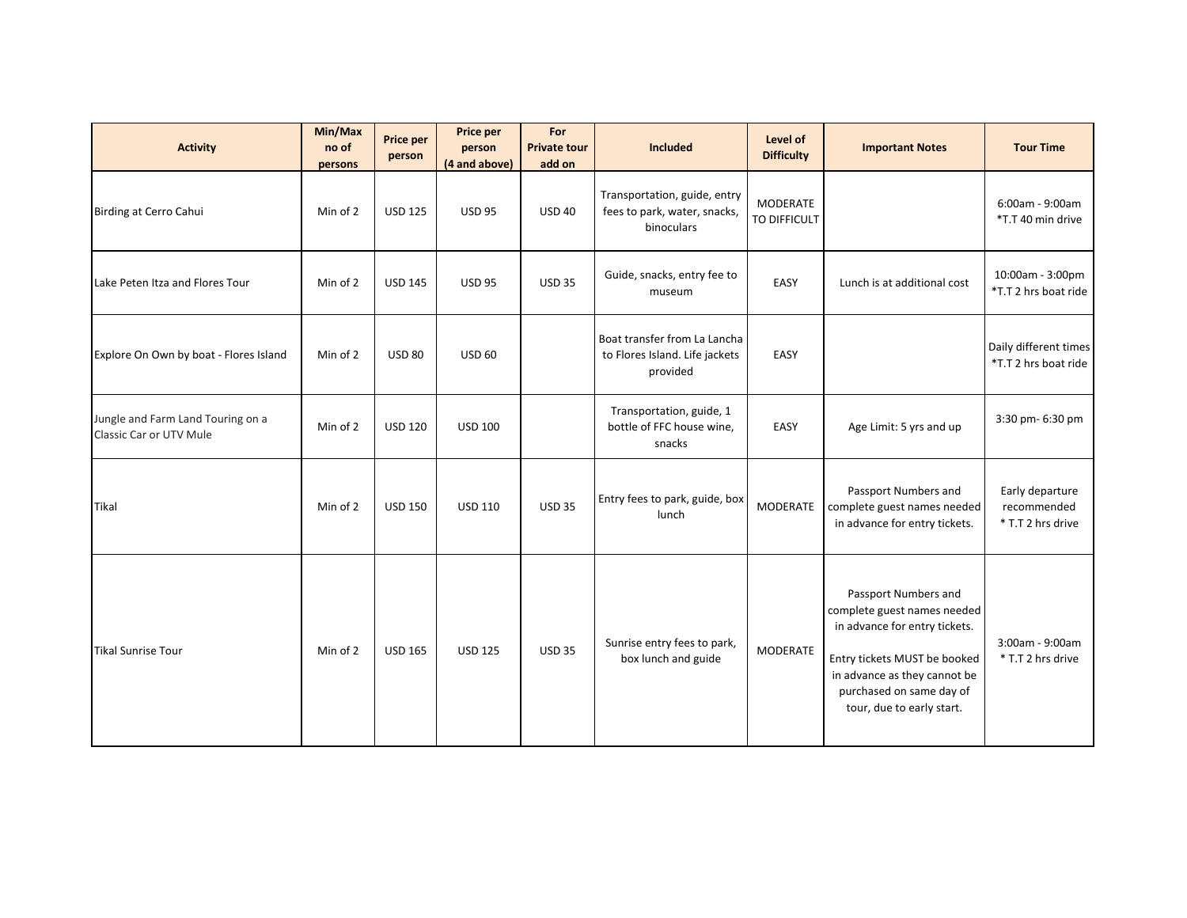| Activity | Min/Max no of persons | Price per person | Price per person (4 and above) | For Private tour add on | Included | Level of Difficulty | Important Notes | Tour Time |
|---|---|---|---|---|---|---|---|---|
| Birding at Cerro Cahui | Min of 2 | USD 125 | USD 95 | USD 40 | Transportation, guide, entry fees to park, water, snacks, binoculars | MODERATE TO DIFFICULT | | 6:00am - 9:00am *T.T 40 min drive |
| Lake Peten Itza and Flores Tour | Min of 2 | USD 145 | USD 95 | USD 35 | Guide, snacks, entry fee to museum | EASY | Lunch is at additional cost | 10:00am - 3:00pm *T.T 2 hrs boat ride |
| Explore On Own by boat - Flores Island | Min of 2 | USD 80 | USD 60 | | Boat transfer from La Lancha to Flores Island. Life jackets provided | EASY | | Daily different times *T.T 2 hrs boat ride |
| Jungle and Farm Land Touring on a Classic Car or UTV Mule | Min of 2 | USD 120 | USD 100 | | Transportation, guide, 1 bottle of FFC house wine, snacks | EASY | Age Limit: 5 yrs and up | 3:30 pm- 6:30 pm |
| Tikal | Min of 2 | USD 150 | USD 110 | USD 35 | Entry fees to park, guide, box lunch | MODERATE | Passport Numbers and complete guest names needed in advance for entry tickets. | Early departure recommended * T.T 2 hrs drive |
| Tikal Sunrise Tour | Min of 2 | USD 165 | USD 125 | USD 35 | Sunrise entry fees to park, box lunch and guide | MODERATE | Passport Numbers and complete guest names needed in advance for entry tickets. Entry tickets MUST be booked in advance as they cannot be purchased on same day of tour, due to early start. | 3:00am - 9:00am * T.T 2 hrs drive |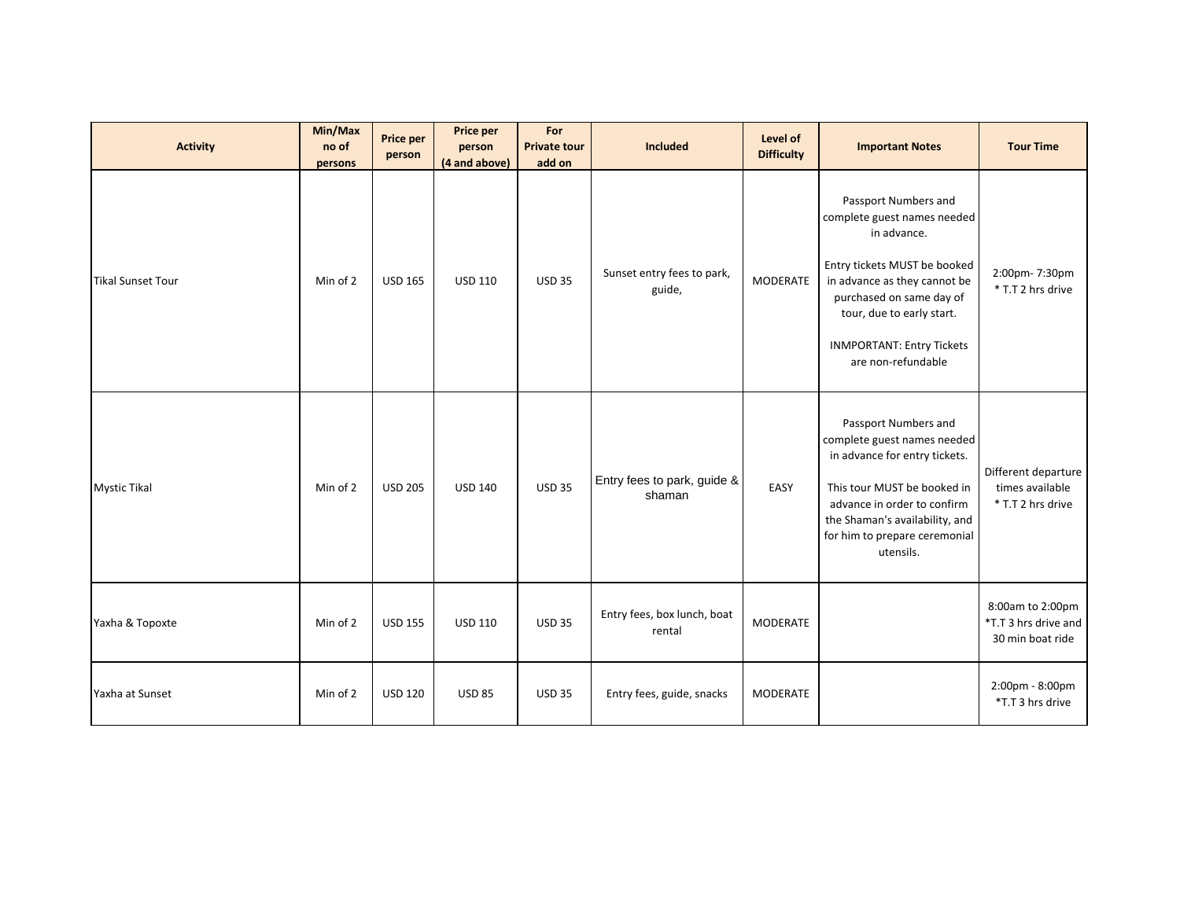| Activity | Min/Max no of persons | Price per person | Price per person (4 and above) | For Private tour add on | Included | Level of Difficulty | Important Notes | Tour Time |
|---|---|---|---|---|---|---|---|---|
| Tikal Sunset Tour | Min of 2 | USD 165 | USD 110 | USD 35 | Sunset entry fees to park, guide, | MODERATE | Passport Numbers and complete guest names needed in advance.<br><br>Entry tickets MUST be booked in advance as they cannot be purchased on same day of tour, due to early start.<br><br>INMPORTANT: Entry Tickets are non-refundable | 2:00pm- 7:30pm<br>* T.T 2 hrs drive |
| Mystic Tikal | Min of 2 | USD 205 | USD 140 | USD 35 | Entry fees to park, guide & shaman | EASY | Passport Numbers and complete guest names needed in advance for entry tickets.<br><br>This tour MUST be booked in advance in order to confirm the Shaman's availability, and for him to prepare ceremonial utensils. | Different departure times available<br>* T.T 2 hrs drive |
| Yaxha & Topoxte | Min of 2 | USD 155 | USD 110 | USD 35 | Entry fees, box lunch, boat rental | MODERATE | | 8:00am to 2:00pm<br>*T.T 3 hrs drive and 30 min boat ride |
| Yaxha at Sunset | Min of 2 | USD 120 | USD 85 | USD 35 | Entry fees, guide, snacks | MODERATE | | 2:00pm - 8:00pm<br>*T.T 3 hrs drive |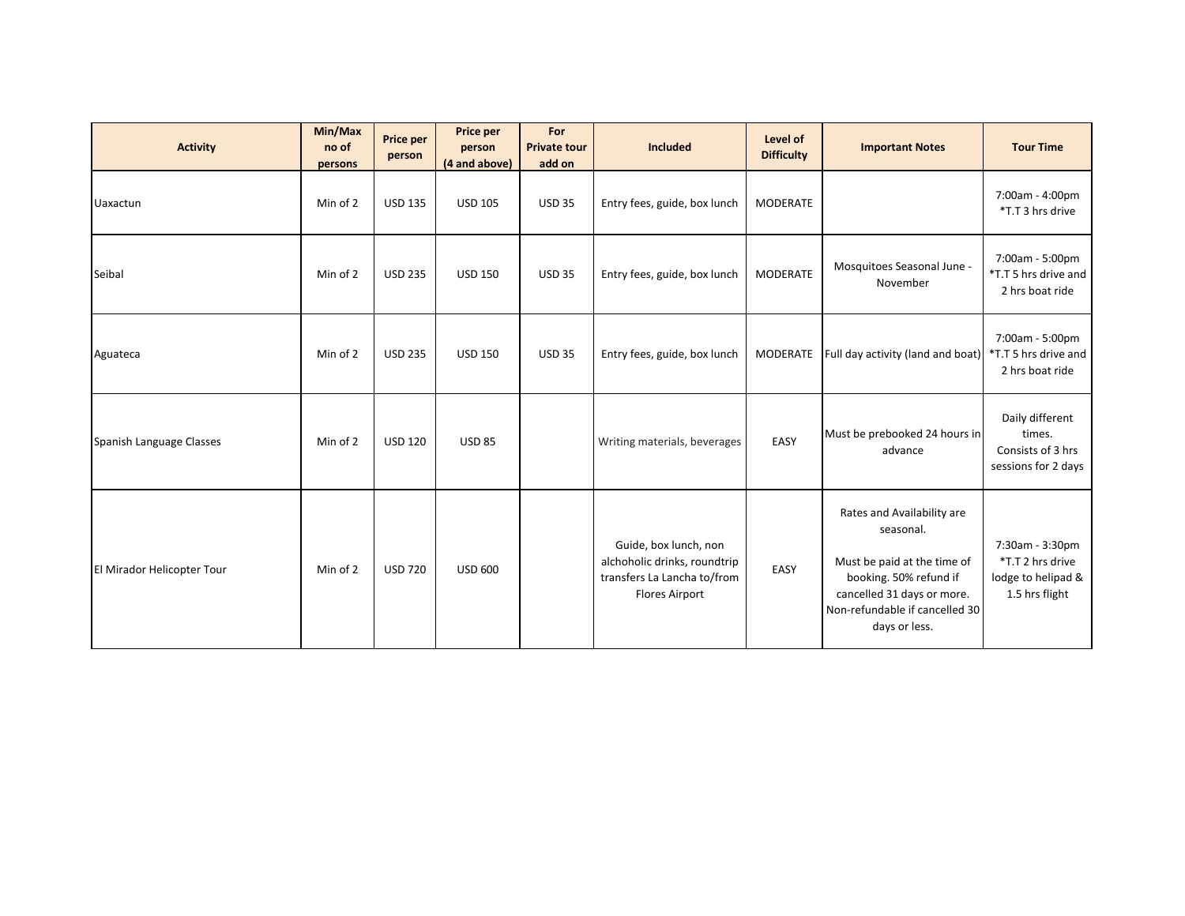| Activity | Min/Max no of persons | Price per person | Price per person (4 and above) | For Private tour add on | Included | Level of Difficulty | Important Notes | Tour Time |
|---|---|---|---|---|---|---|---|---|
| Uaxactun | Min of 2 | USD 135 | USD 105 | USD 35 | Entry fees, guide, box lunch | MODERATE | | 7:00am - 4:00pm *T.T 3 hrs drive |
| Seibal | Min of 2 | USD 235 | USD 150 | USD 35 | Entry fees, guide, box lunch | MODERATE | Mosquitoes Seasonal June - November | 7:00am - 5:00pm *T.T 5 hrs drive and 2 hrs boat ride |
| Aguateca | Min of 2 | USD 235 | USD 150 | USD 35 | Entry fees, guide, box lunch | MODERATE | Full day activity (land and boat) | 7:00am - 5:00pm *T.T 5 hrs drive and 2 hrs boat ride |
| Spanish Language Classes | Min of 2 | USD 120 | USD 85 | | Writing materials, beverages | EASY | Must be prebooked 24 hours in advance | Daily different times. Consists of 3 hrs sessions for 2 days |
| El Mirador Helicopter Tour | Min of 2 | USD 720 | USD 600 | | Guide, box lunch, non alchoholic drinks, roundtrip transfers La Lancha to/from Flores Airport | EASY | Rates and Availability are seasonal. Must be paid at the time of booking. 50% refund if cancelled 31 days or more. Non-refundable if cancelled 30 days or less. | 7:30am - 3:30pm *T.T 2 hrs drive lodge to helipad & 1.5 hrs flight |